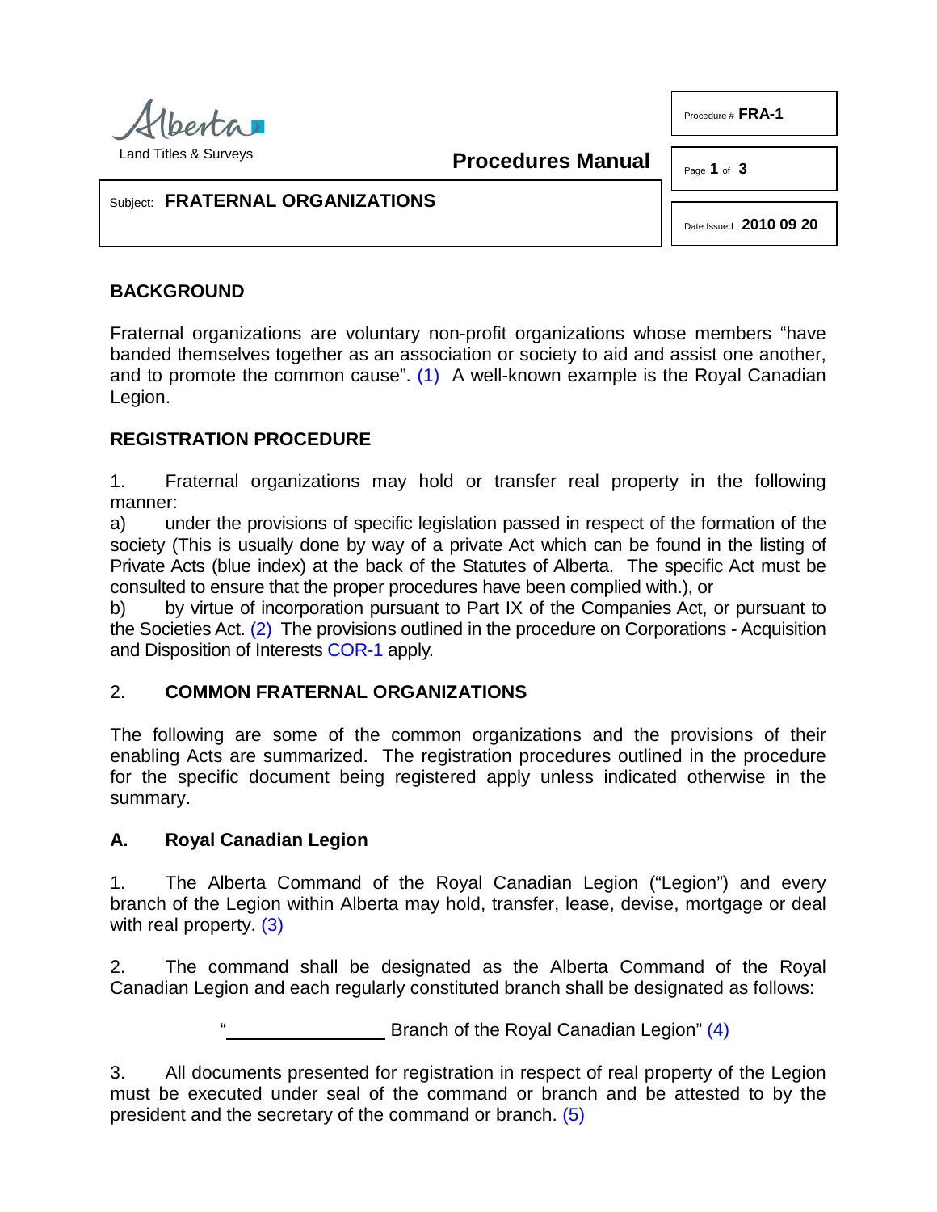Alberta
Land Titles & Surveys

**Procedures Manual**

Procedure # **FRA-1**

Date Issued **2010 09 20**

Subject: **FRATERNAL ORGANIZATIONS**

## BACKGROUND

Fraternal organizations are voluntary non-profit organizations whose members “have banded themselves together as an association or society to aid and assist one another, and to promote the common cause”. (1) A well-known example is the Royal Canadian Legion.

## REGISTRATION PROCEDURE

1. Fraternal organizations may hold or transfer real property in the following manner:

a) under the provisions of specific legislation passed in respect of the formation of the society (This is usually done by way of a private Act which can be found in the listing of Private Acts (blue index) at the back of the Statutes of Alberta. The specific Act must be consulted to ensure that the proper procedures have been complied with.), or

b) by virtue of incorporation pursuant to Part IX of the Companies Act, or pursuant to the Societies Act. (2) The provisions outlined in the procedure on Corporations - Acquisition and Disposition of Interests COR-1 apply.

## 2. COMMON FRATERNAL ORGANIZATIONS

The following are some of the common organizations and the provisions of their enabling Acts are summarized. The registration procedures outlined in the procedure for the specific document being registered apply unless indicated otherwise in the summary.

### A. Royal Canadian Legion

1. The Alberta Command of the Royal Canadian Legion (“Legion”) and every branch of the Legion within Alberta may hold, transfer, lease, devise, mortgage or deal with real property. (3)

2. The command shall be designated as the Alberta Command of the Royal Canadian Legion and each regularly constituted branch shall be designated as follows:

“________________ Branch of the Royal Canadian Legion” (4)

3. All documents presented for registration in respect of real property of the Legion must be executed under seal of the command or branch and be attested to by the president and the secretary of the command or branch. (5)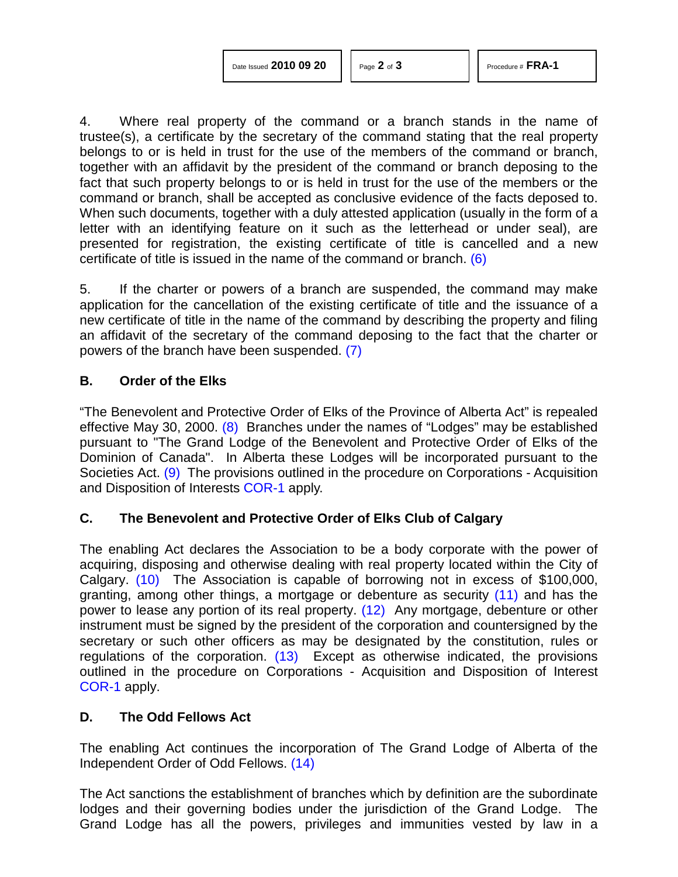4. Where real property of the command or a branch stands in the name of trustee(s), a certificate by the secretary of the command stating that the real property belongs to or is held in trust for the use of the members of the command or branch, together with an affidavit by the president of the command or branch deposing to the fact that such property belongs to or is held in trust for the use of the members or the command or branch, shall be accepted as conclusive evidence of the facts deposed to. When such documents, together with a duly attested application (usually in the form of a letter with an identifying feature on it such as the letterhead or under seal), are presented for registration, the existing certificate of title is cancelled and a new certificate of title is issued in the name of the command or branch. (6)

5. If the charter or powers of a branch are suspended, the command may make application for the cancellation of the existing certificate of title and the issuance of a new certificate of title in the name of the command by describing the property and filing an affidavit of the secretary of the command deposing to the fact that the charter or powers of the branch have been suspended. (7)

**B. Order of the Elks**

"The Benevolent and Protective Order of Elks of the Province of Alberta Act" is repealed effective May 30, 2000. (8) Branches under the names of "Lodges" may be established pursuant to "The Grand Lodge of the Benevolent and Protective Order of Elks of the Dominion of Canada". In Alberta these Lodges will be incorporated pursuant to the Societies Act. (9) The provisions outlined in the procedure on Corporations - Acquisition and Disposition of Interests COR-1 apply.

**C. The Benevolent and Protective Order of Elks Club of Calgary**

The enabling Act declares the Association to be a body corporate with the power of acquiring, disposing and otherwise dealing with real property located within the City of Calgary. (10) The Association is capable of borrowing not in excess of $100,000, granting, among other things, a mortgage or debenture as security (11) and has the power to lease any portion of its real property. (12) Any mortgage, debenture or other instrument must be signed by the president of the corporation and countersigned by the secretary or such other officers as may be designated by the constitution, rules or regulations of the corporation. (13) Except as otherwise indicated, the provisions outlined in the procedure on Corporations - Acquisition and Disposition of Interest COR-1 apply.

**D. The Odd Fellows Act**

The enabling Act continues the incorporation of The Grand Lodge of Alberta of the Independent Order of Odd Fellows. (14)

The Act sanctions the establishment of branches which by definition are the subordinate lodges and their governing bodies under the jurisdiction of the Grand Lodge. The Grand Lodge has all the powers, privileges and immunities vested by law in a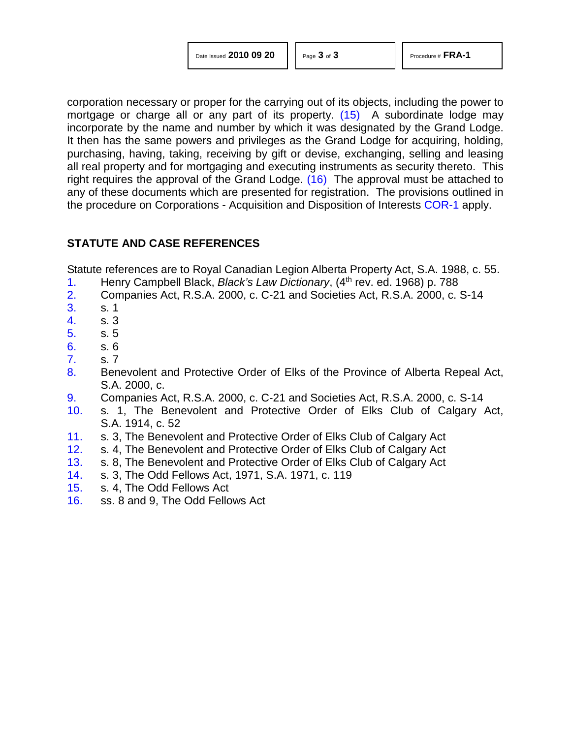corporation necessary or proper for the carrying out of its objects, including the power to mortgage or charge all or any part of its property. (15) A subordinate lodge may incorporate by the name and number by which it was designated by the Grand Lodge. It then has the same powers and privileges as the Grand Lodge for acquiring, holding, purchasing, having, taking, receiving by gift or devise, exchanging, selling and leasing all real property and for mortgaging and executing instruments as security thereto. This right requires the approval of the Grand Lodge. (16) The approval must be attached to any of these documents which are presented for registration. The provisions outlined in the procedure on Corporations - Acquisition and Disposition of Interests COR-1 apply.

## STATUTE AND CASE REFERENCES

Statute references are to Royal Canadian Legion Alberta Property Act, S.A. 1988, c. 55.

1. Henry Campbell Black, *Black's Law Dictionary*, (4th rev. ed. 1968) p. 788
2. Companies Act, R.S.A. 2000, c. C-21 and Societies Act, R.S.A. 2000, c. S-14
3. s. 1
4. s. 3
5. s. 5
6. s. 6
7. s. 7
8. Benevolent and Protective Order of Elks of the Province of Alberta Repeal Act, S.A. 2000, c.
9. Companies Act, R.S.A. 2000, c. C-21 and Societies Act, R.S.A. 2000, c. S-14
10. s. 1, The Benevolent and Protective Order of Elks Club of Calgary Act, S.A. 1914, c. 52
11. s. 3, The Benevolent and Protective Order of Elks Club of Calgary Act
12. s. 4, The Benevolent and Protective Order of Elks Club of Calgary Act
13. s. 8, The Benevolent and Protective Order of Elks Club of Calgary Act
14. s. 3, The Odd Fellows Act, 1971, S.A. 1971, c. 119
15. s. 4, The Odd Fellows Act
16. ss. 8 and 9, The Odd Fellows Act